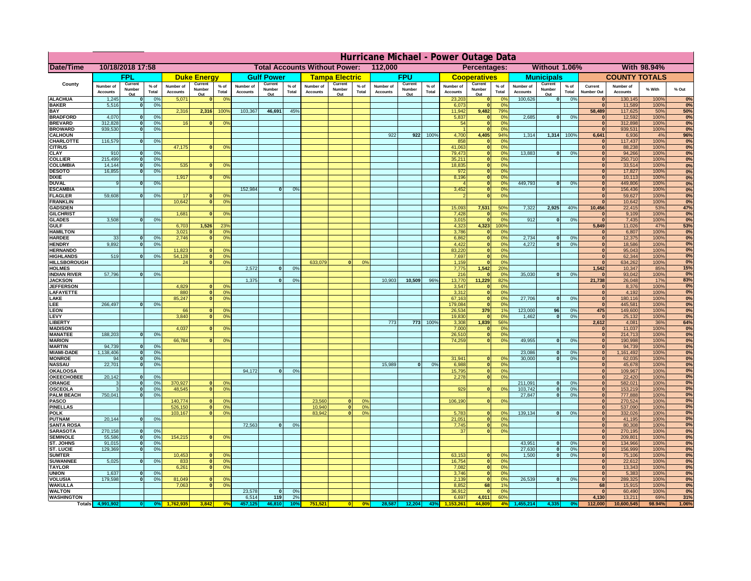# Hurricane Michael - Power Outage Data

| Date/Time | 10/18/2018 17:58 | | Total Accounts Without Power: | 112,000 | | Percentages: | Without 1.06% | With 98.94% |
|---|---|---|---|---|---|---|---|---|

| County | FPL | | | Duke Energy | | | Gulf Power | | | Tampa Electric | | | FPU | | | Cooperatives | | | Municipals | | | COUNTY TOTALS | | | |
|---|---|---|---|---|---|---|---|---|---|---|---|---|---|---|---|---|---|---|---|---|---|---|---|---|---|
| | Number of Accounts | Current Number Out | % of Total | Number of Accounts | Current Number Out | % of Total | Number of Accounts | Current Number Out | % of Total | Number of Accounts | Current Number Out | % of Total | Number of Accounts | Current Number Out | % of Total | Number of Accounts | Current Number Out | % of Total | Number of Accounts | Current Number Out | % of Total | Current Number Out | Number of Accounts | % With | % Out |
| ALACHUA | 1,245 | 0 | 0% | 5,071 | 0 | 0% | | | | | | | | | | 23,203 | 0 | 0% | 100,626 | 0 | 0% | 0 | 130,145 | 100% | 0% |
| BAKER | 5,516 | 0 | 0% | | | | | | | | | | | | | 6,073 | 0 | 0% | | | | 0 | 11,589 | 100% | 0% |
| BAY | | | | 2,316 | 2,316 | 100% | 103,367 | 46,691 | 45% | | | | | | | 11,942 | 9,482 | 79% | | | | 58,489 | 117,625 | 50% | 50% |
| BRADFORD | 4,070 | 0 | 0% | | | | | | | | | | | | | 5,837 | 0 | 0% | 2,685 | 0 | 0% | 0 | 12,592 | 100% | 0% |
| BREVARD | 312,828 | 0 | 0% | 16 | 0 | 0% | | | | | | | | | | 54 | 0 | 0% | | | | 0 | 312,898 | 100% | 0% |
| BROWARD | 939,530 | 0 | 0% | | | | | | | | | | | | | 1 | 0 | 0% | | | | 0 | 939,531 | 100% | 0% |
| CALHOUN | | | | | | | | | | | | | 922 | 922 | 100% | 4,700 | 4,405 | 94% | 1,314 | 1,314 | 100% | 6,641 | 6,936 | 4% | 96% |
| CHARLOTTE | 116,579 | 0 | 0% | | | | | | | | | | | | | 858 | 0 | 0% | | | | 0 | 117,437 | 100% | 0% |
| CITRUS | | | | 47,175 | 0 | 0% | | | | | | | | | | 41,063 | 0 | 0% | | | | 0 | 88,238 | 100% | 0% |
| CLAY | 910 | 0 | 0% | | | | | | | | | | | | | 79,473 | 0 | 0% | 13,883 | 0 | 0% | 0 | 94,266 | 100% | 0% |
| COLLIER | 215,499 | 0 | 0% | | | | | | | | | | | | | 35,211 | 0 | 0% | | | | 0 | 250,710 | 100% | 0% |
| COLUMBIA | 14,144 | 0 | 0% | 535 | 0 | 0% | | | | | | | | | | 18,835 | 0 | 0% | | | | 0 | 33,514 | 100% | 0% |
| DESOTO | 16,855 | 0 | 0% | | | | | | | | | | | | | 972 | 0 | 0% | | | | 0 | 17,827 | 100% | 0% |
| DIXIE | | | | 1,917 | 0 | 0% | | | | | | | | | | 8,196 | 0 | 0% | | | | 0 | 10,113 | 100% | 0% |
| DUVAL | 9 | 0 | 0% | | | | | | | | | | | | | 4 | 0 | 0% | 449,793 | 0 | 0% | 0 | 449,806 | 100% | 0% |
| ESCAMBIA | | | | | | | 152,984 | 0 | 0% | | | | | | | 3,452 | 0 | 0% | | | | 0 | 156,436 | 100% | 0% |
| FLAGLER | 59,608 | 0 | 0% | 17 | 0 | 0% | | | | | | | | | | 2 | 0 | 0% | | | | 0 | 59,627 | 100% | 0% |
| FRANKLIN | | | | 10,642 | 0 | 0% | | | | | | | | | | | | | | | | 0 | 10,642 | 100% | 0% |
| GADSDEN | | | | | | | | | | | | | | | | 15,093 | 7,531 | 50% | 7,322 | 2,925 | 40% | 10,456 | 22,415 | 53% | 47% |
| GILCHRIST | | | | 1,681 | 0 | 0% | | | | | | | | | | 7,428 | 0 | 0% | | | | 0 | 9,109 | 100% | 0% |
| GLADES | 3,508 | 0 | 0% | | | | | | | | | | | | | 3,015 | 0 | 0% | 912 | 0 | 0% | 0 | 7,435 | 100% | 0% |
| GULF | | | | 6,703 | 1,526 | 23% | | | | | | | | | | 4,323 | 4,323 | 100% | | | | 5,849 | 11,026 | 47% | 53% |
| HAMILTON | | | | 3,021 | 0 | 0% | | | | | | | | | | 3,786 | 0 | 0% | | | | 0 | 6,807 | 100% | 0% |
| HARDEE | 33 | 0 | 0% | 2,746 | 0 | 0% | | | | | | | | | | 6,862 | 0 | 0% | 2,734 | 0 | 0% | 0 | 12,375 | 100% | 0% |
| HENDRY | 9,892 | 0 | 0% | | | | | | | | | | | | | 4,422 | 0 | 0% | 4,272 | 0 | 0% | 0 | 18,586 | 100% | 0% |
| HERNANDO | | | | 11,823 | 0 | 0% | | | | | | | | | | 83,220 | 0 | 0% | | | | 0 | 95,043 | 100% | 0% |
| HIGHLANDS | 519 | 0 | 0% | 54,128 | 0 | 0% | | | | | | | | | | 7,697 | 0 | 0% | | | | 0 | 62,344 | 100% | 0% |
| HILLSBOROUGH | | | | 24 | 0 | 0% | | | | 633,079 | 0 | 0% | | | | 1,159 | 0 | 0% | | | | 0 | 634,262 | 100% | 0% |
| HOLMES | | | | | | | 2,572 | 0 | 0% | | | | | | | 7,775 | 1,542 | 20% | | | | 1,542 | 10,347 | 85% | 15% |
| INDIAN RIVER | 57,796 | 0 | 0% | | | | | | | | | | | | | 216 | 0 | 0% | 35,030 | 0 | 0% | 0 | 93,042 | 100% | 0% |
| JACKSON | | | | | | | 1,375 | 0 | 0% | | | | 10,903 | 10,509 | 96% | 13,770 | 11,229 | 82% | | | | 21,738 | 26,048 | 17% | 83% |
| JEFFERSON | | | | 4,829 | 0 | 0% | | | | | | | | | | 3,547 | 0 | 0% | | | | 0 | 8,376 | 100% | 0% |
| LAFAYETTE | | | | 880 | 0 | 0% | | | | | | | | | | 3,312 | 0 | 0% | | | | 0 | 4,192 | 100% | 0% |
| LAKE | | | | 85,247 | 0 | 0% | | | | | | | | | | 67,163 | 0 | 0% | 27,706 | 0 | 0% | 0 | 180,116 | 100% | 0% |
| LEE | 266,497 | 0 | 0% | | | | | | | | | | | | | 179,084 | 0 | 0% | | | | 0 | 445,581 | 100% | 0% |
| LEON | | | | 66 | 0 | 0% | | | | | | | | | | 26,534 | 379 | 1% | 123,000 | 96 | 0% | 475 | 149,600 | 100% | 0% |
| LEVY | | | | 3,840 | 0 | 0% | | | | | | | | | | 19,830 | 0 | 0% | 1,462 | 0 | 0% | 0 | 25,132 | 100% | 0% |
| LIBERTY | | | | | | | | | | | | | 773 | 773 | 100% | 3,308 | 1,839 | 56% | | | | 2,612 | 4,081 | 36% | 64% |
| MADISON | | | | 4,037 | 0 | 0% | | | | | | | | | | 7,000 | 0 | 0% | | | | 0 | 11,037 | 100% | 0% |
| MANATEE | 188,203 | 0 | 0% | | | | | | | | | | | | | 26,510 | 0 | 0% | | | | 0 | 214,713 | 100% | 0% |
| MARION | | | | 66,784 | 0 | 0% | | | | | | | | | | 74,259 | 0 | 0% | 49,955 | 0 | 0% | 0 | 190,998 | 100% | 0% |
| MARTIN | 94,739 | 0 | 0% | | | | | | | | | | | | | | | | | | | 0 | 94,739 | 100% | 0% |
| MIAMI-DADE | 1,138,406 | 0 | 0% | | | | | | | | | | | | | | | | 23,086 | 0 | 0% | 0 | 1,161,492 | 100% | 0% |
| MONROE | 94 | 0 | 0% | | | | | | | | | | | | | 31,941 | 0 | 0% | 30,000 | 0 | 0% | 0 | 62,035 | 100% | 0% |
| NASSAU | 22,701 | 0 | 0% | | | | | | | | | | 15,989 | 0 | 0% | 6,988 | 0 | 0% | | | | 0 | 45,678 | 100% | 0% |
| OKALOOSA | | | | | | | 94,172 | 0 | 0% | | | | | | | 15,795 | 0 | 0% | | | | 0 | 109,967 | 100% | 0% |
| OKEECHOBEE | 20,142 | 0 | 0% | | | | | | | | | | | | | 2,278 | 0 | 0% | | | | 0 | 22,420 | 100% | 0% |
| ORANGE | 3 | 0 | 0% | 370,927 | 0 | 0% | | | | | | | | | | | | | 211,091 | 0 | 0% | 0 | 582,021 | 100% | 0% |
| OSCEOLA | 3 | 0 | 0% | 48,545 | 0 | 0% | | | | | | | | | | 929 | 0 | 0% | 103,742 | 0 | 0% | 0 | 153,219 | 100% | 0% |
| PALM BEACH | 750,041 | 0 | 0% | | | | | | | | | | | | | | | | 27,847 | 0 | 0% | 0 | 777,888 | 100% | 0% |
| PASCO | | | | 140,774 | 0 | 0% | | | | 23,560 | 0 | 0% | | | | 106,190 | 0 | 0% | | | | 0 | 270,524 | 100% | 0% |
| PINELLAS | | | | 526,150 | 0 | 0% | | | | 10,940 | 0 | 0% | | | | | | | | | | 0 | 537,090 | 100% | 0% |
| POLK | | | | 103,167 | 0 | 0% | | | | 83,942 | 0 | 0% | | | | 5,783 | 0 | 0% | 139,134 | 0 | 0% | 0 | 332,026 | 100% | 0% |
| PUTNAM | 20,144 | 0 | 0% | | | | | | | | | | | | | 21,051 | 0 | 0% | | | | 0 | 41,195 | 100% | 0% |
| SANTA ROSA | | | | | | | 72,563 | 0 | 0% | | | | | | | 7,745 | 0 | 0% | | | | 0 | 80,308 | 100% | 0% |
| SARASOTA | 270,158 | 0 | 0% | | | | | | | | | | | | | 37 | 0 | 0% | | | | 0 | 270,195 | 100% | 0% |
| SEMINOLE | 55,586 | 0 | 0% | 154,215 | 0 | 0% | | | | | | | | | | | | | | | | 0 | 209,801 | 100% | 0% |
| ST. JOHNS | 91,015 | 0 | 0% | | | | | | | | | | | | | | | | 43,951 | 0 | 0% | 0 | 134,966 | 100% | 0% |
| ST. LUCIE | 129,369 | 0 | 0% | | | | | | | | | | | | | | | | 27,630 | 0 | 0% | 0 | 156,999 | 100% | 0% |
| SUMTER | | | | 10,453 | 0 | 0% | | | | | | | | | | 63,153 | 0 | 0% | 1,500 | 0 | 0% | 0 | 75,106 | 100% | 0% |
| SUWANNEE | 5,025 | 0 | 0% | 833 | 0 | 0% | | | | | | | | | | 16,754 | 0 | 0% | | | | 0 | 22,612 | 100% | 0% |
| TAYLOR | | | | 6,261 | 0 | 0% | | | | | | | | | | 7,082 | 0 | 0% | | | | 0 | 13,343 | 100% | 0% |
| UNION | 1,637 | 0 | 0% | | | | | | | | | | | | | 3,746 | 0 | 0% | | | | 0 | 5,383 | 100% | 0% |
| VOLUSIA | 179,598 | 0 | 0% | 81,049 | 0 | 0% | | | | | | | | | | 2,139 | 0 | 0% | 26,539 | 0 | 0% | 0 | 289,325 | 100% | 0% |
| WAKULLA | | | | 7,063 | 0 | 0% | | | | | | | | | | 8,852 | 68 | 1% | | | | 68 | 15,915 | 100% | 0% |
| WALTON | | | | | | | 23,578 | 0 | 0% | | | | | | | 36,912 | 0 | 0% | | | | 0 | 60,490 | 100% | 0% |
| WASHINGTON | | | | | | | 6,514 | 119 | 2% | | | | | | | 6,697 | 4,011 | 60% | | | | 4,130 | 13,211 | 69% | 31% |
| Totals | 4,991,902 | 0 | 0% | 1,762,935 | 3,842 | 0% | 457,125 | 46,810 | 10% | 751,521 | 0 | 0% | 28,587 | 12,204 | 43% | 1,153,261 | 44,809 | 4% | 1,455,214 | 4,335 | 0% | 112,000 | 10,600,545 | 98.94% | 1.06% |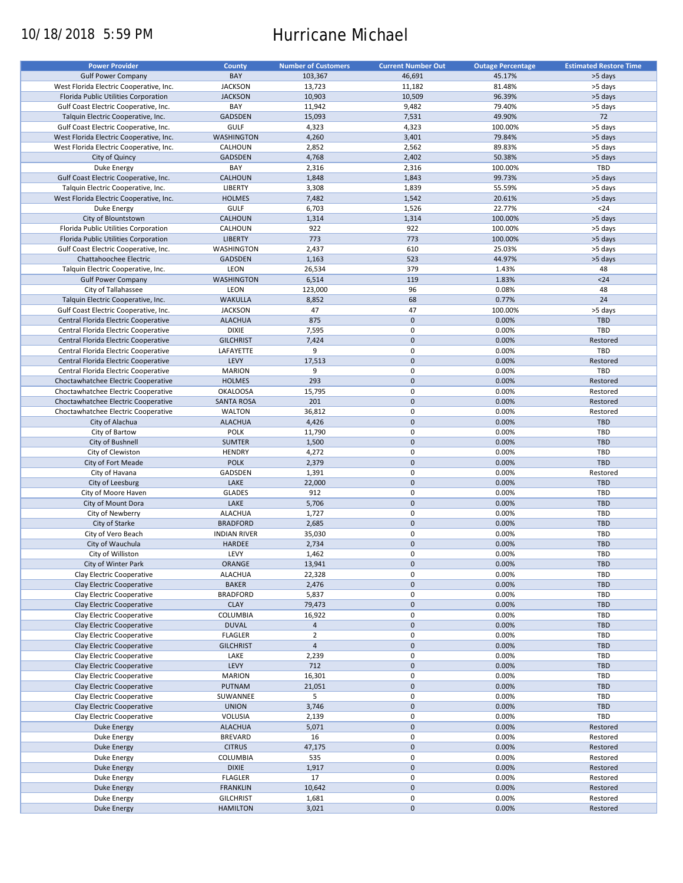10/18/2018 5:59 PM

# Hurricane Michael

| Power Provider | County | Number of Customers | Current Number Out | Outage Percentage | Estimated Restore Time |
|---|---|---|---|---|---|
| Gulf Power Company | BAY | 103,367 | 46,691 | 45.17% | >5 days |
| West Florida Electric Cooperative, Inc. | JACKSON | 13,723 | 11,182 | 81.48% | >5 days |
| Florida Public Utilities Corporation | JACKSON | 10,903 | 10,509 | 96.39% | >5 days |
| Gulf Coast Electric Cooperative, Inc. | BAY | 11,942 | 9,482 | 79.40% | >5 days |
| Talquin Electric Cooperative, Inc. | GADSDEN | 15,093 | 7,531 | 49.90% | 72 |
| Gulf Coast Electric Cooperative, Inc. | GULF | 4,323 | 4,323 | 100.00% | >5 days |
| West Florida Electric Cooperative, Inc. | WASHINGTON | 4,260 | 3,401 | 79.84% | >5 days |
| West Florida Electric Cooperative, Inc. | CALHOUN | 2,852 | 2,562 | 89.83% | >5 days |
| City of Quincy | GADSDEN | 4,768 | 2,402 | 50.38% | >5 days |
| Duke Energy | BAY | 2,316 | 2,316 | 100.00% | TBD |
| Gulf Coast Electric Cooperative, Inc. | CALHOUN | 1,848 | 1,843 | 99.73% | >5 days |
| Talquin Electric Cooperative, Inc. | LIBERTY | 3,308 | 1,839 | 55.59% | >5 days |
| West Florida Electric Cooperative, Inc. | HOLMES | 7,482 | 1,542 | 20.61% | >5 days |
| Duke Energy | GULF | 6,703 | 1,526 | 22.77% | <24 |
| City of Blountstown | CALHOUN | 1,314 | 1,314 | 100.00% | >5 days |
| Florida Public Utilities Corporation | CALHOUN | 922 | 922 | 100.00% | >5 days |
| Florida Public Utilities Corporation | LIBERTY | 773 | 773 | 100.00% | >5 days |
| Gulf Coast Electric Cooperative, Inc. | WASHINGTON | 2,437 | 610 | 25.03% | >5 days |
| Chattahoochee Electric | GADSDEN | 1,163 | 523 | 44.97% | >5 days |
| Talquin Electric Cooperative, Inc. | LEON | 26,534 | 379 | 1.43% | 48 |
| Gulf Power Company | WASHINGTON | 6,514 | 119 | 1.83% | <24 |
| City of Tallahassee | LEON | 123,000 | 96 | 0.08% | 48 |
| Talquin Electric Cooperative, Inc. | WAKULLA | 8,852 | 68 | 0.77% | 24 |
| Gulf Coast Electric Cooperative, Inc. | JACKSON | 47 | 47 | 100.00% | >5 days |
| Central Florida Electric Cooperative | ALACHUA | 875 | 0 | 0.00% | TBD |
| Central Florida Electric Cooperative | DIXIE | 7,595 | 0 | 0.00% | TBD |
| Central Florida Electric Cooperative | GILCHRIST | 7,424 | 0 | 0.00% | Restored |
| Central Florida Electric Cooperative | LAFAYETTE | 9 | 0 | 0.00% | TBD |
| Central Florida Electric Cooperative | LEVY | 17,513 | 0 | 0.00% | Restored |
| Central Florida Electric Cooperative | MARION | 9 | 0 | 0.00% | TBD |
| Choctawhatchee Electric Cooperative | HOLMES | 293 | 0 | 0.00% | Restored |
| Choctawhatchee Electric Cooperative | OKALOOSA | 15,795 | 0 | 0.00% | Restored |
| Choctawhatchee Electric Cooperative | SANTA ROSA | 201 | 0 | 0.00% | Restored |
| Choctawhatchee Electric Cooperative | WALTON | 36,812 | 0 | 0.00% | Restored |
| City of Alachua | ALACHUA | 4,426 | 0 | 0.00% | TBD |
| City of Bartow | POLK | 11,790 | 0 | 0.00% | TBD |
| City of Bushnell | SUMTER | 1,500 | 0 | 0.00% | TBD |
| City of Clewiston | HENDRY | 4,272 | 0 | 0.00% | TBD |
| City of Fort Meade | POLK | 2,379 | 0 | 0.00% | TBD |
| City of Havana | GADSDEN | 1,391 | 0 | 0.00% | Restored |
| City of Leesburg | LAKE | 22,000 | 0 | 0.00% | TBD |
| City of Moore Haven | GLADES | 912 | 0 | 0.00% | TBD |
| City of Mount Dora | LAKE | 5,706 | 0 | 0.00% | TBD |
| City of Newberry | ALACHUA | 1,727 | 0 | 0.00% | TBD |
| City of Starke | BRADFORD | 2,685 | 0 | 0.00% | TBD |
| City of Vero Beach | INDIAN RIVER | 35,030 | 0 | 0.00% | TBD |
| City of Wauchula | HARDEE | 2,734 | 0 | 0.00% | TBD |
| City of Williston | LEVY | 1,462 | 0 | 0.00% | TBD |
| City of Winter Park | ORANGE | 13,941 | 0 | 0.00% | TBD |
| Clay Electric Cooperative | ALACHUA | 22,328 | 0 | 0.00% | TBD |
| Clay Electric Cooperative | BAKER | 2,476 | 0 | 0.00% | TBD |
| Clay Electric Cooperative | BRADFORD | 5,837 | 0 | 0.00% | TBD |
| Clay Electric Cooperative | CLAY | 79,473 | 0 | 0.00% | TBD |
| Clay Electric Cooperative | COLUMBIA | 16,922 | 0 | 0.00% | TBD |
| Clay Electric Cooperative | DUVAL | 4 | 0 | 0.00% | TBD |
| Clay Electric Cooperative | FLAGLER | 2 | 0 | 0.00% | TBD |
| Clay Electric Cooperative | GILCHRIST | 4 | 0 | 0.00% | TBD |
| Clay Electric Cooperative | LAKE | 2,239 | 0 | 0.00% | TBD |
| Clay Electric Cooperative | LEVY | 712 | 0 | 0.00% | TBD |
| Clay Electric Cooperative | MARION | 16,301 | 0 | 0.00% | TBD |
| Clay Electric Cooperative | PUTNAM | 21,051 | 0 | 0.00% | TBD |
| Clay Electric Cooperative | SUWANNEE | 5 | 0 | 0.00% | TBD |
| Clay Electric Cooperative | UNION | 3,746 | 0 | 0.00% | TBD |
| Clay Electric Cooperative | VOLUSIA | 2,139 | 0 | 0.00% | TBD |
| Duke Energy | ALACHUA | 5,071 | 0 | 0.00% | Restored |
| Duke Energy | BREVARD | 16 | 0 | 0.00% | Restored |
| Duke Energy | CITRUS | 47,175 | 0 | 0.00% | Restored |
| Duke Energy | COLUMBIA | 535 | 0 | 0.00% | Restored |
| Duke Energy | DIXIE | 1,917 | 0 | 0.00% | Restored |
| Duke Energy | FLAGLER | 17 | 0 | 0.00% | Restored |
| Duke Energy | FRANKLIN | 10,642 | 0 | 0.00% | Restored |
| Duke Energy | GILCHRIST | 1,681 | 0 | 0.00% | Restored |
| Duke Energy | HAMILTON | 3,021 | 0 | 0.00% | Restored |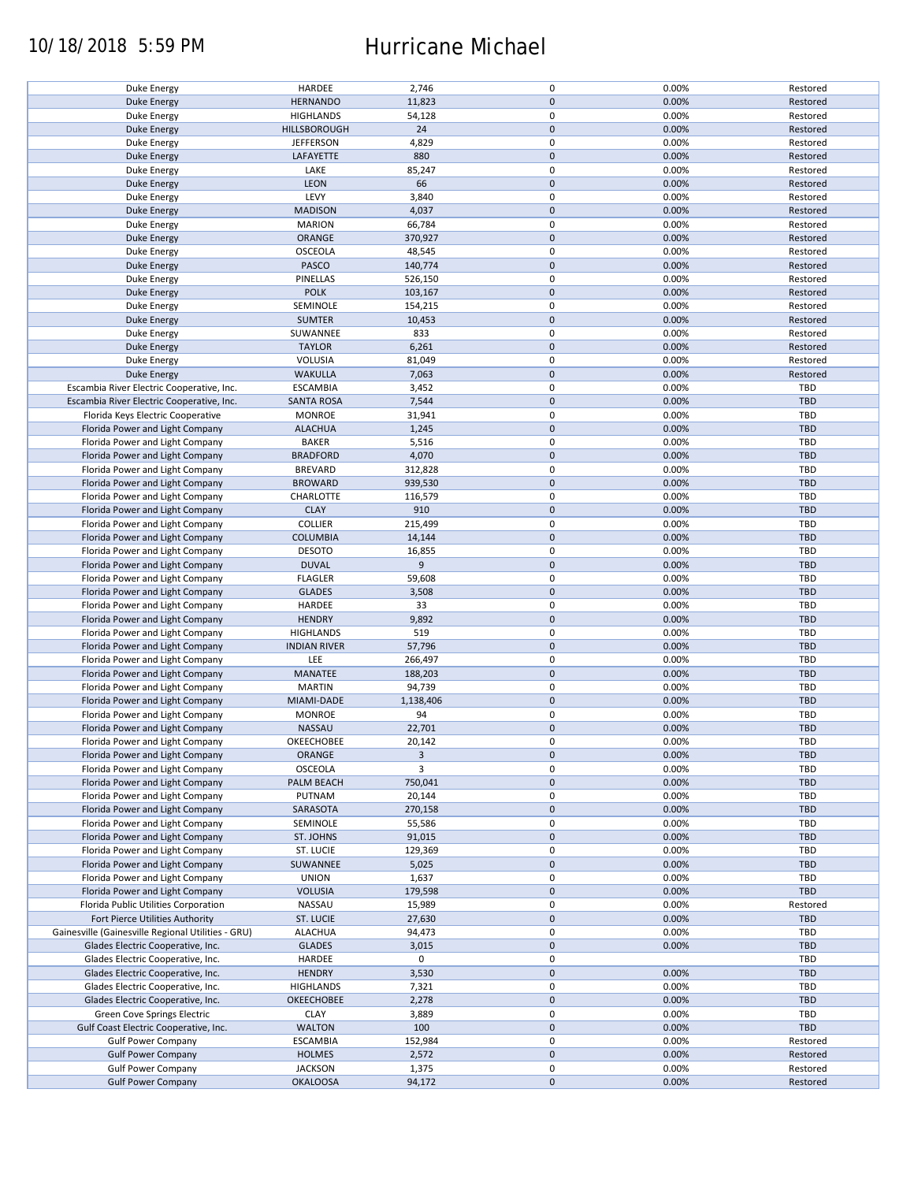| | | | | | |
|---|---|---|---|---|---|
| Duke Energy | HARDEE | 2,746 | 0 | 0.00% | Restored |
| Duke Energy | HERNANDO | 11,823 | 0 | 0.00% | Restored |
| Duke Energy | HIGHLANDS | 54,128 | 0 | 0.00% | Restored |
| Duke Energy | HILLSBOROUGH | 24 | 0 | 0.00% | Restored |
| Duke Energy | JEFFERSON | 4,829 | 0 | 0.00% | Restored |
| Duke Energy | LAFAYETTE | 880 | 0 | 0.00% | Restored |
| Duke Energy | LAKE | 85,247 | 0 | 0.00% | Restored |
| Duke Energy | LEON | 66 | 0 | 0.00% | Restored |
| Duke Energy | LEVY | 3,840 | 0 | 0.00% | Restored |
| Duke Energy | MADISON | 4,037 | 0 | 0.00% | Restored |
| Duke Energy | MARION | 66,784 | 0 | 0.00% | Restored |
| Duke Energy | ORANGE | 370,927 | 0 | 0.00% | Restored |
| Duke Energy | OSCEOLA | 48,545 | 0 | 0.00% | Restored |
| Duke Energy | PASCO | 140,774 | 0 | 0.00% | Restored |
| Duke Energy | PINELLAS | 526,150 | 0 | 0.00% | Restored |
| Duke Energy | POLK | 103,167 | 0 | 0.00% | Restored |
| Duke Energy | SEMINOLE | 154,215 | 0 | 0.00% | Restored |
| Duke Energy | SUMTER | 10,453 | 0 | 0.00% | Restored |
| Duke Energy | SUWANNEE | 833 | 0 | 0.00% | Restored |
| Duke Energy | TAYLOR | 6,261 | 0 | 0.00% | Restored |
| Duke Energy | VOLUSIA | 81,049 | 0 | 0.00% | Restored |
| Duke Energy | WAKULLA | 7,063 | 0 | 0.00% | Restored |
| Escambia River Electric Cooperative, Inc. | ESCAMBIA | 3,452 | 0 | 0.00% | TBD |
| Escambia River Electric Cooperative, Inc. | SANTA ROSA | 7,544 | 0 | 0.00% | TBD |
| Florida Keys Electric Cooperative | MONROE | 31,941 | 0 | 0.00% | TBD |
| Florida Power and Light Company | ALACHUA | 1,245 | 0 | 0.00% | TBD |
| Florida Power and Light Company | BAKER | 5,516 | 0 | 0.00% | TBD |
| Florida Power and Light Company | BRADFORD | 4,070 | 0 | 0.00% | TBD |
| Florida Power and Light Company | BREVARD | 312,828 | 0 | 0.00% | TBD |
| Florida Power and Light Company | BROWARD | 939,530 | 0 | 0.00% | TBD |
| Florida Power and Light Company | CHARLOTTE | 116,579 | 0 | 0.00% | TBD |
| Florida Power and Light Company | CLAY | 910 | 0 | 0.00% | TBD |
| Florida Power and Light Company | COLLIER | 215,499 | 0 | 0.00% | TBD |
| Florida Power and Light Company | COLUMBIA | 14,144 | 0 | 0.00% | TBD |
| Florida Power and Light Company | DESOTO | 16,855 | 0 | 0.00% | TBD |
| Florida Power and Light Company | DUVAL | 9 | 0 | 0.00% | TBD |
| Florida Power and Light Company | FLAGLER | 59,608 | 0 | 0.00% | TBD |
| Florida Power and Light Company | GLADES | 3,508 | 0 | 0.00% | TBD |
| Florida Power and Light Company | HARDEE | 33 | 0 | 0.00% | TBD |
| Florida Power and Light Company | HENDRY | 9,892 | 0 | 0.00% | TBD |
| Florida Power and Light Company | HIGHLANDS | 519 | 0 | 0.00% | TBD |
| Florida Power and Light Company | INDIAN RIVER | 57,796 | 0 | 0.00% | TBD |
| Florida Power and Light Company | LEE | 266,497 | 0 | 0.00% | TBD |
| Florida Power and Light Company | MANATEE | 188,203 | 0 | 0.00% | TBD |
| Florida Power and Light Company | MARTIN | 94,739 | 0 | 0.00% | TBD |
| Florida Power and Light Company | MIAMI-DADE | 1,138,406 | 0 | 0.00% | TBD |
| Florida Power and Light Company | MONROE | 94 | 0 | 0.00% | TBD |
| Florida Power and Light Company | NASSAU | 22,701 | 0 | 0.00% | TBD |
| Florida Power and Light Company | OKEECHOBEE | 20,142 | 0 | 0.00% | TBD |
| Florida Power and Light Company | ORANGE | 3 | 0 | 0.00% | TBD |
| Florida Power and Light Company | OSCEOLA | 3 | 0 | 0.00% | TBD |
| Florida Power and Light Company | PALM BEACH | 750,041 | 0 | 0.00% | TBD |
| Florida Power and Light Company | PUTNAM | 20,144 | 0 | 0.00% | TBD |
| Florida Power and Light Company | SARASOTA | 270,158 | 0 | 0.00% | TBD |
| Florida Power and Light Company | SEMINOLE | 55,586 | 0 | 0.00% | TBD |
| Florida Power and Light Company | ST. JOHNS | 91,015 | 0 | 0.00% | TBD |
| Florida Power and Light Company | ST. LUCIE | 129,369 | 0 | 0.00% | TBD |
| Florida Power and Light Company | SUWANNEE | 5,025 | 0 | 0.00% | TBD |
| Florida Power and Light Company | UNION | 1,637 | 0 | 0.00% | TBD |
| Florida Power and Light Company | VOLUSIA | 179,598 | 0 | 0.00% | TBD |
| Florida Public Utilities Corporation | NASSAU | 15,989 | 0 | 0.00% | Restored |
| Fort Pierce Utilities Authority | ST. LUCIE | 27,630 | 0 | 0.00% | TBD |
| Gainesville (Gainesville Regional Utilities - GRU) | ALACHUA | 94,473 | 0 | 0.00% | TBD |
| Glades Electric Cooperative, Inc. | GLADES | 3,015 | 0 | 0.00% | TBD |
| Glades Electric Cooperative, Inc. | HARDEE | 0 | 0 | | TBD |
| Glades Electric Cooperative, Inc. | HENDRY | 3,530 | 0 | 0.00% | TBD |
| Glades Electric Cooperative, Inc. | HIGHLANDS | 7,321 | 0 | 0.00% | TBD |
| Glades Electric Cooperative, Inc. | OKEECHOBEE | 2,278 | 0 | 0.00% | TBD |
| Green Cove Springs Electric | CLAY | 3,889 | 0 | 0.00% | TBD |
| Gulf Coast Electric Cooperative, Inc. | WALTON | 100 | 0 | 0.00% | TBD |
| Gulf Power Company | ESCAMBIA | 152,984 | 0 | 0.00% | Restored |
| Gulf Power Company | HOLMES | 2,572 | 0 | 0.00% | Restored |
| Gulf Power Company | JACKSON | 1,375 | 0 | 0.00% | Restored |
| Gulf Power Company | OKALOOSA | 94,172 | 0 | 0.00% | Restored |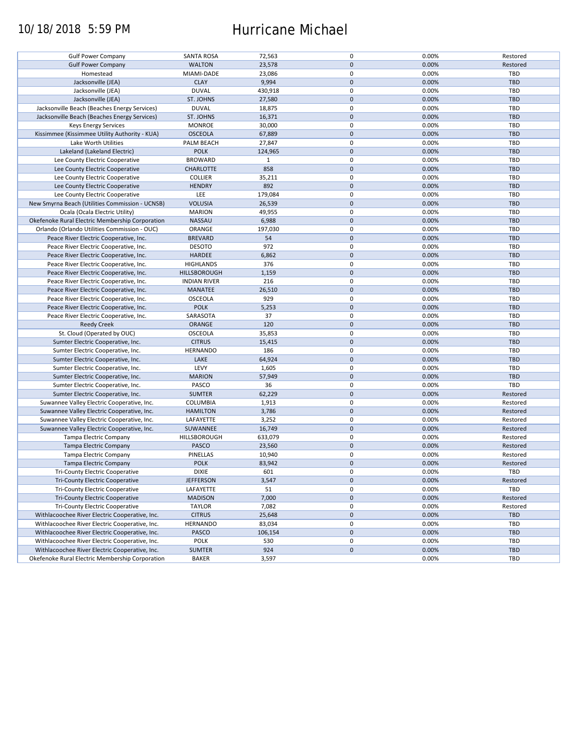10/18/2018 5:59 PM

# Hurricane Michael

| | | | | | |
|---|---|---|---|---|---|
| Gulf Power Company | SANTA ROSA | 72,563 | 0 | 0.00% | Restored |
| Gulf Power Company | WALTON | 23,578 | 0 | 0.00% | Restored |
| Homestead | MIAMI-DADE | 23,086 | 0 | 0.00% | TBD |
| Jacksonville (JEA) | CLAY | 9,994 | 0 | 0.00% | TBD |
| Jacksonville (JEA) | DUVAL | 430,918 | 0 | 0.00% | TBD |
| Jacksonville (JEA) | ST. JOHNS | 27,580 | 0 | 0.00% | TBD |
| Jacksonville Beach (Beaches Energy Services) | DUVAL | 18,875 | 0 | 0.00% | TBD |
| Jacksonville Beach (Beaches Energy Services) | ST. JOHNS | 16,371 | 0 | 0.00% | TBD |
| Keys Energy Services | MONROE | 30,000 | 0 | 0.00% | TBD |
| Kissimmee (Kissimmee Utility Authority - KUA) | OSCEOLA | 67,889 | 0 | 0.00% | TBD |
| Lake Worth Utilities | PALM BEACH | 27,847 | 0 | 0.00% | TBD |
| Lakeland (Lakeland Electric) | POLK | 124,965 | 0 | 0.00% | TBD |
| Lee County Electric Cooperative | BROWARD | 1 | 0 | 0.00% | TBD |
| Lee County Electric Cooperative | CHARLOTTE | 858 | 0 | 0.00% | TBD |
| Lee County Electric Cooperative | COLLIER | 35,211 | 0 | 0.00% | TBD |
| Lee County Electric Cooperative | HENDRY | 892 | 0 | 0.00% | TBD |
| Lee County Electric Cooperative | LEE | 179,084 | 0 | 0.00% | TBD |
| New Smyrna Beach (Utilities Commission - UCNSB) | VOLUSIA | 26,539 | 0 | 0.00% | TBD |
| Ocala (Ocala Electric Utility) | MARION | 49,955 | 0 | 0.00% | TBD |
| Okefenoke Rural Electric Membership Corporation | NASSAU | 6,988 | 0 | 0.00% | TBD |
| Orlando (Orlando Utilities Commission - OUC) | ORANGE | 197,030 | 0 | 0.00% | TBD |
| Peace River Electric Cooperative, Inc. | BREVARD | 54 | 0 | 0.00% | TBD |
| Peace River Electric Cooperative, Inc. | DESOTO | 972 | 0 | 0.00% | TBD |
| Peace River Electric Cooperative, Inc. | HARDEE | 6,862 | 0 | 0.00% | TBD |
| Peace River Electric Cooperative, Inc. | HIGHLANDS | 376 | 0 | 0.00% | TBD |
| Peace River Electric Cooperative, Inc. | HILLSBOROUGH | 1,159 | 0 | 0.00% | TBD |
| Peace River Electric Cooperative, Inc. | INDIAN RIVER | 216 | 0 | 0.00% | TBD |
| Peace River Electric Cooperative, Inc. | MANATEE | 26,510 | 0 | 0.00% | TBD |
| Peace River Electric Cooperative, Inc. | OSCEOLA | 929 | 0 | 0.00% | TBD |
| Peace River Electric Cooperative, Inc. | POLK | 5,253 | 0 | 0.00% | TBD |
| Peace River Electric Cooperative, Inc. | SARASOTA | 37 | 0 | 0.00% | TBD |
| Reedy Creek | ORANGE | 120 | 0 | 0.00% | TBD |
| St. Cloud (Operated by OUC) | OSCEOLA | 35,853 | 0 | 0.00% | TBD |
| Sumter Electric Cooperative, Inc. | CITRUS | 15,415 | 0 | 0.00% | TBD |
| Sumter Electric Cooperative, Inc. | HERNANDO | 186 | 0 | 0.00% | TBD |
| Sumter Electric Cooperative, Inc. | LAKE | 64,924 | 0 | 0.00% | TBD |
| Sumter Electric Cooperative, Inc. | LEVY | 1,605 | 0 | 0.00% | TBD |
| Sumter Electric Cooperative, Inc. | MARION | 57,949 | 0 | 0.00% | TBD |
| Sumter Electric Cooperative, Inc. | PASCO | 36 | 0 | 0.00% | TBD |
| Sumter Electric Cooperative, Inc. | SUMTER | 62,229 | 0 | 0.00% | Restored |
| Suwannee Valley Electric Cooperative, Inc. | COLUMBIA | 1,913 | 0 | 0.00% | Restored |
| Suwannee Valley Electric Cooperative, Inc. | HAMILTON | 3,786 | 0 | 0.00% | Restored |
| Suwannee Valley Electric Cooperative, Inc. | LAFAYETTE | 3,252 | 0 | 0.00% | Restored |
| Suwannee Valley Electric Cooperative, Inc. | SUWANNEE | 16,749 | 0 | 0.00% | Restored |
| Tampa Electric Company | HILLSBOROUGH | 633,079 | 0 | 0.00% | Restored |
| Tampa Electric Company | PASCO | 23,560 | 0 | 0.00% | Restored |
| Tampa Electric Company | PINELLAS | 10,940 | 0 | 0.00% | Restored |
| Tampa Electric Company | POLK | 83,942 | 0 | 0.00% | Restored |
| Tri-County Electric Cooperative | DIXIE | 601 | 0 | 0.00% | TBD |
| Tri-County Electric Cooperative | JEFFERSON | 3,547 | 0 | 0.00% | Restored |
| Tri-County Electric Cooperative | LAFAYETTE | 51 | 0 | 0.00% | TBD |
| Tri-County Electric Cooperative | MADISON | 7,000 | 0 | 0.00% | Restored |
| Tri-County Electric Cooperative | TAYLOR | 7,082 | 0 | 0.00% | Restored |
| Withlacoochee River Electric Cooperative, Inc. | CITRUS | 25,648 | 0 | 0.00% | TBD |
| Withlacoochee River Electric Cooperative, Inc. | HERNANDO | 83,034 | 0 | 0.00% | TBD |
| Withlacoochee River Electric Cooperative, Inc. | PASCO | 106,154 | 0 | 0.00% | TBD |
| Withlacoochee River Electric Cooperative, Inc. | POLK | 530 | 0 | 0.00% | TBD |
| Withlacoochee River Electric Cooperative, Inc. | SUMTER | 924 | 0 | 0.00% | TBD |
| Okefenoke Rural Electric Membership Corporation | BAKER | 3,597 | | 0.00% | TBD |